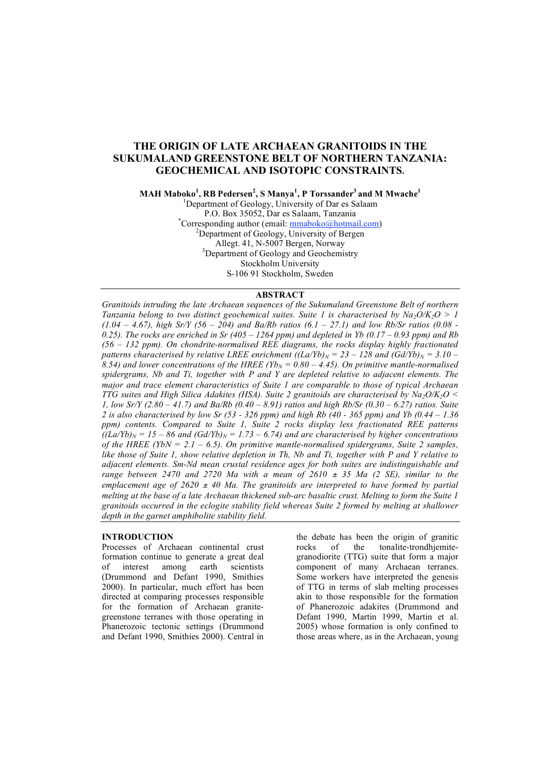# THE ORIGIN OF LATE ARCHAEAN GRANITOIDS IN THE SUKUMALAND GREENSTONE BELT OF NORTHERN TANZANIA: GEOCHEMICAL AND ISOTOPIC CONSTRAINTS.

**MAH Maboko[1], RB Pedersen[2], S Manya[1], P Torssander[3] and M Mwache[1]**

[1]Department of Geology, University of Dar es Salaam
P.O. Box 35052, Dar es Salaam, Tanzania
[*]Corresponding author (email: mmaboko@hotmail.com)
[2]Department of Geology, University of Bergen
Allegt. 41, N-5007 Bergen, Norway
[3]Department of Geology and Geochemistry
Stockholm University
S-106 91 Stockholm, Sweden

## ABSTRACT

*Granitoids intruding the late Archaean sequences of the Sukumaland Greenstone Belt of northern Tanzania belong to two distinct geochemical suites. Suite 1 is characterised by $Na_2O/K_2O > 1$ (1.04 – 4.67), high Sr/Y (56 – 204) and Ba/Rb ratios (6.1 – 27.1) and low Rb/Sr ratios (0.08 - 0.25). The rocks are enriched in Sr (405 – 1264 ppm) and depleted in Yb (0.17 – 0.93 ppm) and Rb (56 – 132 ppm). On chondrite-normalised REE diagrams, the rocks display highly fractionated patterns characterised by relative LREE enrichment ($(La/Yb)_N$ = 23 – 128 and $(Gd/Yb)_N$ = 3.10 – 8.54) and lower concentrations of the HREE ($Yb_N$ = 0.80 – 4.45). On primitive mantle-normalised spidergrams, Nb and Ti, together with P and Y are depleted relative to adjacent elements. The major and trace element characteristics of Suite 1 are comparable to those of typical Archaean TTG suites and High Silica Adakites (HSA). Suite 2 granitoids are characterised by $Na_2O/K_2O < 1$, low Sr/Y (2.80 – 41.7) and Ba/Rb (0.40 – 8.91) ratios and high Rb/Sr (0.30 – 6.27) ratios. Suite 2 is also characterised by low Sr (53 - 326 ppm) and high Rb (40 - 365 ppm) and Yb (0.44 – 1.36 ppm) contents. Compared to Suite 1, Suite 2 rocks display less fractionated REE patterns ($(La/Yb)_N$ = 15 – 86 and $(Gd/Yb)_N$ = 1.73 – 6.74) and are characterised by higher concentrations of the HREE (YbN = 2.1 – 6.5). On primitive mantle-normalised spidergrams, Suite 2 samples, like those of Suite 1, show relative depletion in Th, Nb and Ti, together with P and Y relative to adjacent elements. Sm-Nd mean crustal residence ages for both suites are indistinguishable and range between 2470 and 2720 Ma with a mean of 2610 ± 35 Ma (2 SE), similar to the emplacement age of 2620 ± 40 Ma. The granitoids are interpreted to have formed by partial melting at the base of a late Archaean thickened sub-arc basaltic crust. Melting to form the Suite 1 granitoids occurred in the eclogite stability field whereas Suite 2 formed by melting at shallower depth in the garnet amphibolite stability field.*

## INTRODUCTION

Processes of Archaean continental crust formation continue to generate a great deal of interest among earth scientists (Drummond and Defant 1990, Smithies 2000). In particular, much effort has been directed at comparing processes responsible for the formation of Archaean granite-greenstone terranes with those operating in Phanerozoic tectonic settings (Drummond and Defant 1990, Smithies 2000). Central in the debate has been the origin of granitic rocks of the tonalite-trondhjemite-granodiorite (TTG) suite that form a major component of many Archaean terranes. Some workers have interpreted the genesis of TTG in terms of slab melting processes akin to those responsible for the formation of Phanerozoic adakites (Drummond and Defant 1990, Martin 1999, Martin et al. 2005) whose formation is only confined to those areas where, as in the Archaean, young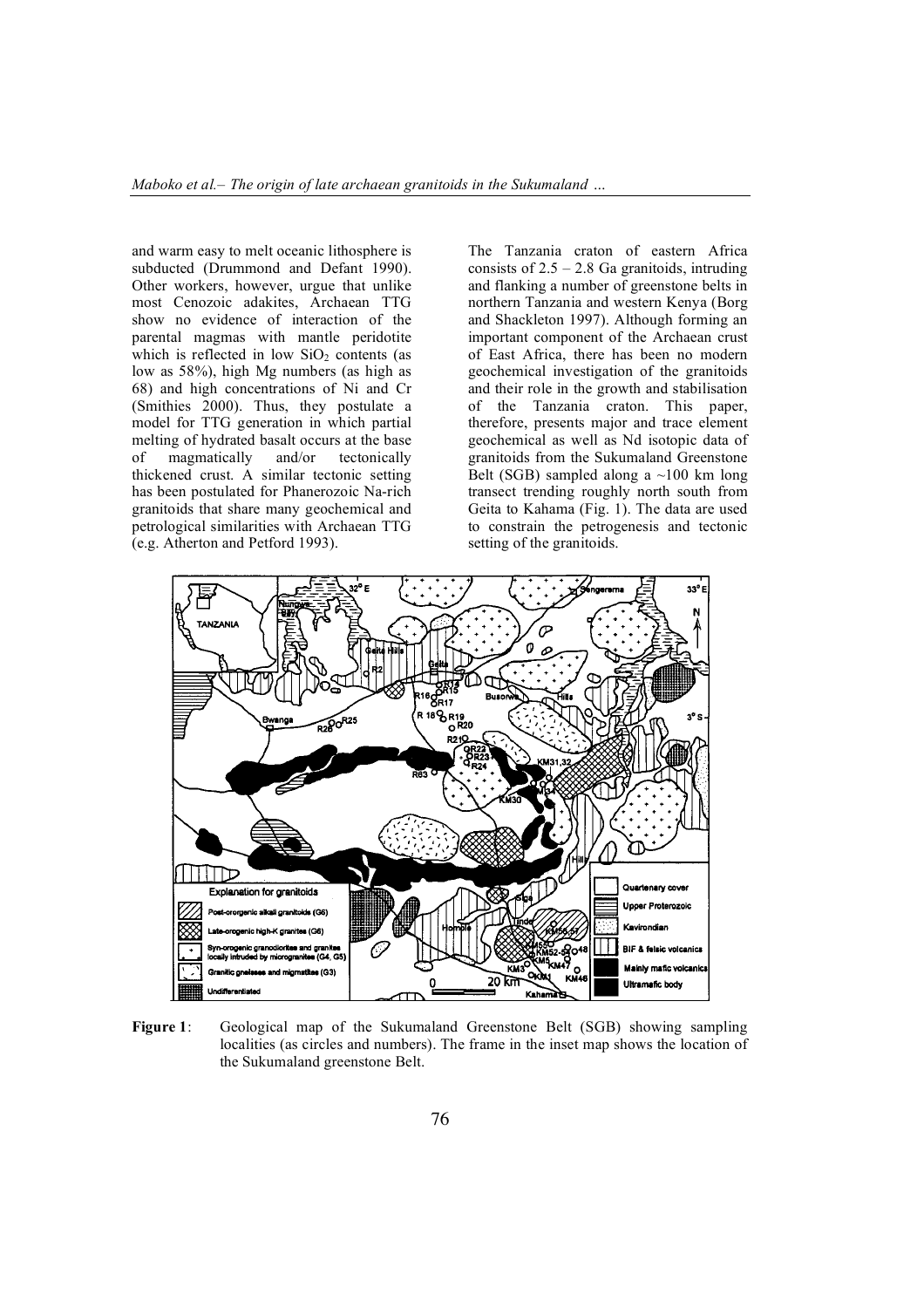and warm easy to melt oceanic lithosphere is subducted (Drummond and Defant 1990). Other workers, however, urgue that unlike most Cenozoic adakites, Archaean TTG show no evidence of interaction of the parental magmas with mantle peridotite which is reflected in low $SiO_2$ contents (as low as 58%), high Mg numbers (as high as 68) and high concentrations of Ni and Cr (Smithies 2000). Thus, they postulate a model for TTG generation in which partial melting of hydrated basalt occurs at the base of magmatically and/or tectonically thickened crust. A similar tectonic setting has been postulated for Phanerozoic Na-rich granitoids that share many geochemical and petrological similarities with Archaean TTG (e.g. Atherton and Petford 1993).

The Tanzania craton of eastern Africa consists of 2.5 – 2.8 Ga granitoids, intruding and flanking a number of greenstone belts in northern Tanzania and western Kenya (Borg and Shackleton 1997). Although forming an important component of the Archaean crust of East Africa, there has been no modern geochemical investigation of the granitoids and their role in the growth and stabilisation of the Tanzania craton. This paper, therefore, presents major and trace element geochemical as well as Nd isotopic data of granitoids from the Sukumaland Greenstone Belt (SGB) sampled along a ~100 km long transect trending roughly north south from Geita to Kahama (Fig. 1). The data are used to constrain the petrogenesis and tectonic setting of the granitoids.

**Figure 1**: Geological map of the Sukumaland Greenstone Belt (SGB) showing sampling localities (as circles and numbers). The frame in the inset map shows the location of the Sukumaland greenstone Belt.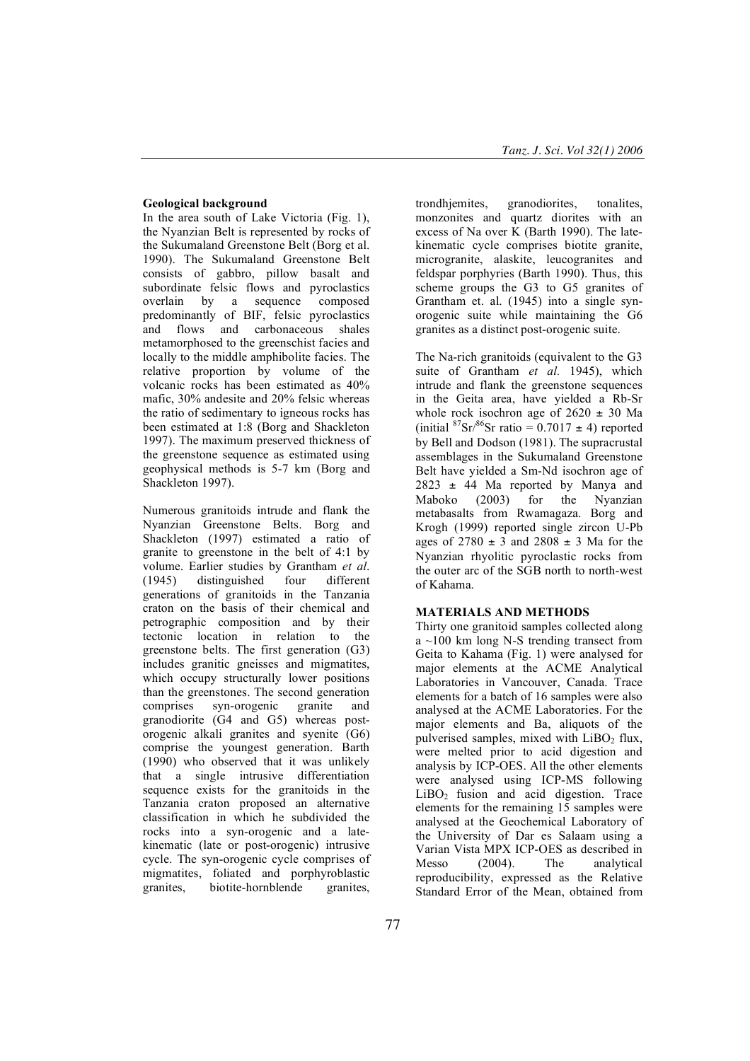**Geological background**

In the area south of Lake Victoria (Fig. 1), the Nyanzian Belt is represented by rocks of the Sukumaland Greenstone Belt (Borg et al. 1990). The Sukumaland Greenstone Belt consists of gabbro, pillow basalt and subordinate felsic flows and pyroclastics overlain by a sequence composed predominantly of BIF, felsic pyroclastics and flows and carbonaceous shales metamorphosed to the greenschist facies and locally to the middle amphibolite facies. The relative proportion by volume of the volcanic rocks has been estimated as 40% mafic, 30% andesite and 20% felsic whereas the ratio of sedimentary to igneous rocks has been estimated at 1:8 (Borg and Shackleton 1997). The maximum preserved thickness of the greenstone sequence as estimated using geophysical methods is 5-7 km (Borg and Shackleton 1997).

Numerous granitoids intrude and flank the Nyanzian Greenstone Belts. Borg and Shackleton (1997) estimated a ratio of granite to greenstone in the belt of 4:1 by volume. Earlier studies by Grantham *et al*. (1945) distinguished four different generations of granitoids in the Tanzania craton on the basis of their chemical and petrographic composition and by their tectonic location in relation to the greenstone belts. The first generation (G3) includes granitic gneisses and migmatites, which occupy structurally lower positions than the greenstones. The second generation comprises syn-orogenic granite and granodiorite (G4 and G5) whereas post-orogenic alkali granites and syenite (G6) comprise the youngest generation. Barth (1990) who observed that it was unlikely that a single intrusive differentiation sequence exists for the granitoids in the Tanzania craton proposed an alternative classification in which he subdivided the rocks into a syn-orogenic and a late-kinematic (late or post-orogenic) intrusive cycle. The syn-orogenic cycle comprises of migmatites, foliated and porphyroblastic granites, biotite-hornblende granites, trondhjemites, granodiorites, tonalites, monzonites and quartz diorites with an excess of Na over K (Barth 1990). The late-kinematic cycle comprises biotite granite, microgranite, alaskite, leucogranites and feldspar porphyries (Barth 1990). Thus, this scheme groups the G3 to G5 granites of Grantham et. al. (1945) into a single syn-orogenic suite while maintaining the G6 granites as a distinct post-orogenic suite.

The Na-rich granitoids (equivalent to the G3 suite of Grantham *et al.* 1945), which intrude and flank the greenstone sequences in the Geita area, have yielded a Rb-Sr whole rock isochron age of 2620 ± 30 Ma (initial $^{87}Sr/^{86}Sr$ ratio = 0.7017 ± 4) reported by Bell and Dodson (1981). The supracrustal assemblages in the Sukumaland Greenstone Belt have yielded a Sm-Nd isochron age of 2823 ± 44 Ma reported by Manya and Maboko (2003) for the Nyanzian metabasalts from Rwamagaza. Borg and Krogh (1999) reported single zircon U-Pb ages of 2780 ± 3 and 2808 ± 3 Ma for the Nyanzian rhyolitic pyroclastic rocks from the outer arc of the SGB north to north-west of Kahama.

## MATERIALS AND METHODS

Thirty one granitoid samples collected along a ~100 km long N-S trending transect from Geita to Kahama (Fig. 1) were analysed for major elements at the ACME Analytical Laboratories in Vancouver, Canada. Trace elements for a batch of 16 samples were also analysed at the ACME Laboratories. For the major elements and Ba, aliquots of the pulverised samples, mixed with $LiBO_2$ flux, were melted prior to acid digestion and analysis by ICP-OES. All the other elements were analysed using ICP-MS following $LiBO_2$ fusion and acid digestion. Trace elements for the remaining 15 samples were analysed at the Geochemical Laboratory of the University of Dar es Salaam using a Varian Vista MPX ICP-OES as described in Messo (2004). The analytical reproducibility, expressed as the Relative Standard Error of the Mean, obtained from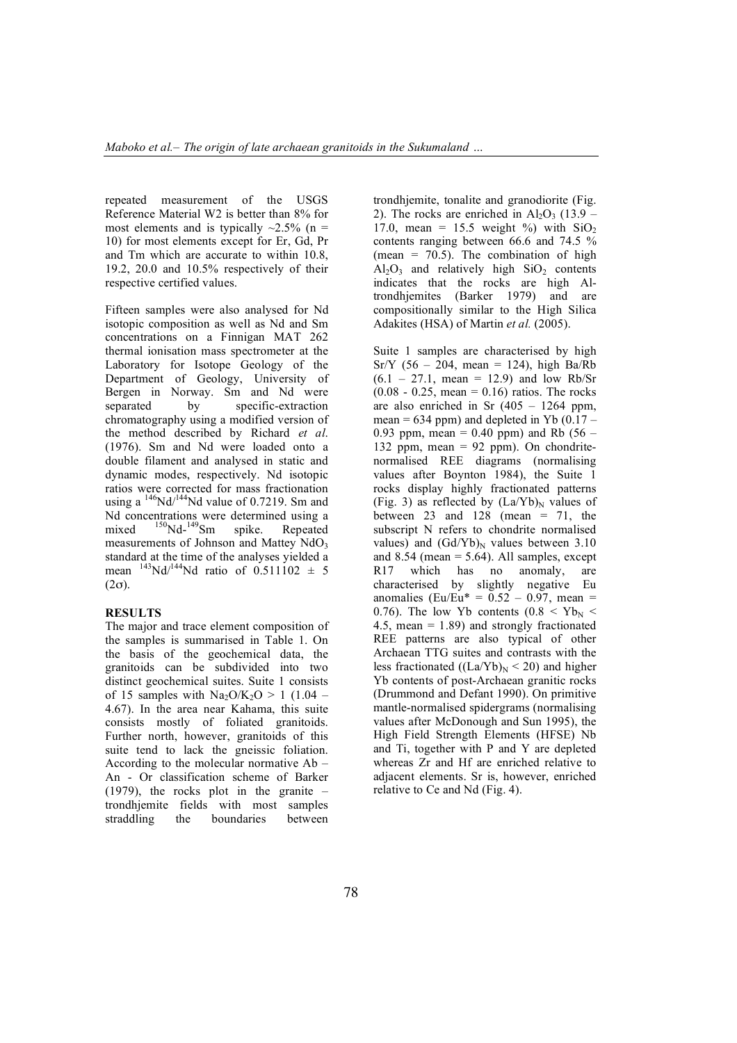repeated measurement of the USGS Reference Material W2 is better than 8% for most elements and is typically ~2.5% (n = 10) for most elements except for Er, Gd, Pr and Tm which are accurate to within 10.8, 19.2, 20.0 and 10.5% respectively of their respective certified values.

Fifteen samples were also analysed for Nd isotopic composition as well as Nd and Sm concentrations on a Finnigan MAT 262 thermal ionisation mass spectrometer at the Laboratory for Isotope Geology of the Department of Geology, University of Bergen in Norway. Sm and Nd were separated by specific-extraction chromatography using a modified version of the method described by Richard *et al*. (1976). Sm and Nd were loaded onto a double filament and analysed in static and dynamic modes, respectively. Nd isotopic ratios were corrected for mass fractionation using a $^{146}Nd/^{144}Nd$ value of 0.7219. Sm and Nd concentrations were determined using a mixed $^{150}Nd$-$^{149}Sm$ spike. Repeated measurements of Johnson and Mattey $NdO_3$ standard at the time of the analyses yielded a mean $^{143}Nd/^{144}Nd$ ratio of 0.511102 ± 5 (2σ).

## RESULTS

The major and trace element composition of the samples is summarised in Table 1. On the basis of the geochemical data, the granitoids can be subdivided into two distinct geochemical suites. Suite 1 consists of 15 samples with $Na_2O/K_2O > 1$ (1.04 – 4.67). In the area near Kahama, this suite consists mostly of foliated granitoids. Further north, however, granitoids of this suite tend to lack the gneissic foliation. According to the molecular normative Ab – An - Or classification scheme of Barker (1979), the rocks plot in the granite – trondhjemite fields with most samples straddling the boundaries between trondhjemite, tonalite and granodiorite (Fig. 2). The rocks are enriched in $Al_2O_3$ (13.9 – 17.0, mean = 15.5 weight %) with $SiO_2$ contents ranging between 66.6 and 74.5 % (mean = 70.5). The combination of high $Al_2O_3$ and relatively high $SiO_2$ contents indicates that the rocks are high Al-trondhjemites (Barker 1979) and are compositionally similar to the High Silica Adakites (HSA) of Martin *et al.* (2005).

Suite 1 samples are characterised by high Sr/Y (56 – 204, mean = 124), high Ba/Rb (6.1 – 27.1, mean = 12.9) and low Rb/Sr (0.08 - 0.25, mean = 0.16) ratios. The rocks are also enriched in Sr (405 – 1264 ppm, mean = 634 ppm) and depleted in Yb (0.17 – 0.93 ppm, mean = 0.40 ppm) and Rb (56 – 132 ppm, mean = 92 ppm). On chondrite-normalised REE diagrams (normalising values after Boynton 1984), the Suite 1 rocks display highly fractionated patterns (Fig. 3) as reflected by $(La/Yb)_N$ values of between 23 and 128 (mean = 71, the subscript N refers to chondrite normalised values) and $(Gd/Yb)_N$ values between 3.10 and 8.54 (mean = 5.64). All samples, except R17 which has no anomaly, are characterised by slightly negative Eu anomalies (Eu/Eu* = 0.52 – 0.97, mean = 0.76). The low Yb contents ($0.8 < Yb_N < 4.5$, mean = 1.89) and strongly fractionated REE patterns are also typical of other Archaean TTG suites and contrasts with the less fractionated ($(La/Yb)_N < 20$) and higher Yb contents of post-Archaean granitic rocks (Drummond and Defant 1990). On primitive mantle-normalised spidergrams (normalising values after McDonough and Sun 1995), the High Field Strength Elements (HFSE) Nb and Ti, together with P and Y are depleted whereas Zr and Hf are enriched relative to adjacent elements. Sr is, however, enriched relative to Ce and Nd (Fig. 4).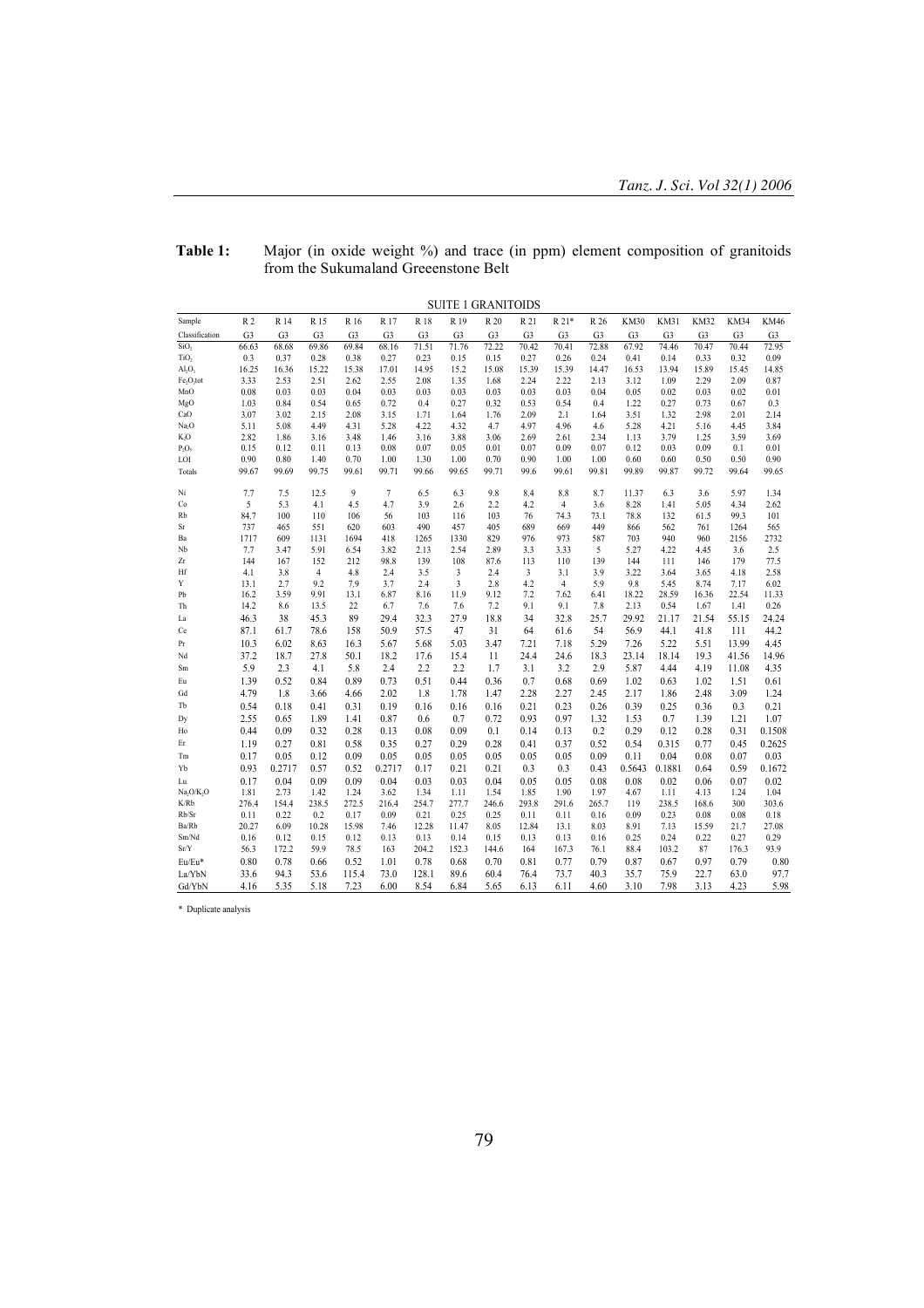**Table 1:** Major (in oxide weight %) and trace (in ppm) element composition of granitoids from the Sukumaland Greeenstone Belt

SUITE 1 GRANITOIDS

| Sample | R 2 | R 14 | R 15 | R 16 | R 17 | R 18 | R 19 | R 20 | R 21 | R 21* | R 26 | KM30 | KM31 | KM32 | KM34 | KM46 |
|---|---|---|---|---|---|---|---|---|---|---|---|---|---|---|---|---|
| Classification | G3 | G3 | G3 | G3 | G3 | G3 | G3 | G3 | G3 | G3 | G3 | G3 | G3 | G3 | G3 | G3 |
| $SiO_2$ | 66.63 | 68.68 | 69.86 | 69.84 | 68.16 | 71.51 | 71.76 | 72.22 | 70.42 | 70.41 | 72.88 | 67.92 | 74.46 | 70.47 | 70.44 | 72.95 |
| $TiO_2$ | 0.3 | 0.37 | 0.28 | 0.38 | 0.27 | 0.23 | 0.15 | 0.15 | 0.27 | 0.26 | 0.24 | 0.41 | 0.14 | 0.33 | 0.32 | 0.09 |
| $Al_2O_3$ | 16.25 | 16.36 | 15.22 | 15.38 | 17.01 | 14.95 | 15.2 | 15.08 | 15.39 | 15.39 | 14.47 | 16.53 | 13.94 | 15.89 | 15.45 | 14.85 |
| $Fe_2O_3$tot | 3.33 | 2.53 | 2.51 | 2.62 | 2.55 | 2.08 | 1.35 | 1.68 | 2.24 | 2.22 | 2.13 | 3.12 | 1.09 | 2.29 | 2.09 | 0.87 |
| MnO | 0.08 | 0.03 | 0.03 | 0.04 | 0.03 | 0.03 | 0.03 | 0.03 | 0.03 | 0.03 | 0.04 | 0.05 | 0.02 | 0.03 | 0.02 | 0.01 |
| MgO | 1.03 | 0.84 | 0.54 | 0.65 | 0.72 | 0.4 | 0.27 | 0.32 | 0.53 | 0.54 | 0.4 | 1.22 | 0.27 | 0.73 | 0.67 | 0.3 |
| CaO | 3.07 | 3.02 | 2.15 | 2.08 | 3.15 | 1.71 | 1.64 | 1.76 | 2.09 | 2.1 | 1.64 | 3.51 | 1.32 | 2.98 | 2.01 | 2.14 |
| $Na_2O$ | 5.11 | 5.08 | 4.49 | 4.31 | 5.28 | 4.22 | 4.32 | 4.7 | 4.97 | 4.96 | 4.6 | 5.28 | 4.21 | 5.16 | 4.45 | 3.84 |
| $K_2O$ | 2.82 | 1.86 | 3.16 | 3.48 | 1.46 | 3.16 | 3.88 | 3.06 | 2.69 | 2.61 | 2.34 | 1.13 | 3.79 | 1.25 | 3.59 | 3.69 |
| $P_2O_5$ | 0.15 | 0.12 | 0.11 | 0.13 | 0.08 | 0.07 | 0.05 | 0.01 | 0.07 | 0.09 | 0.07 | 0.12 | 0.03 | 0.09 | 0.1 | 0.01 |
| LOI | 0.90 | 0.80 | 1.40 | 0.70 | 1.00 | 1.30 | 1.00 | 0.70 | 0.90 | 1.00 | 1.00 | 0.60 | 0.60 | 0.50 | 0.50 | 0.90 |
| Totals | 99.67 | 99.69 | 99.75 | 99.61 | 99.71 | 99.66 | 99.65 | 99.71 | 99.6 | 99.61 | 99.81 | 99.89 | 99.87 | 99.72 | 99.64 | 99.65 |
| Ni | 7.7 | 7.5 | 12.5 | 9 | 7 | 6.5 | 6.3 | 9.8 | 8.4 | 8.8 | 8.7 | 11.37 | 6.3 | 3.6 | 5.97 | 1.34 |
| Co | 5 | 5.3 | 4.1 | 4.5 | 4.7 | 3.9 | 2.6 | 2.2 | 4.2 | 4 | 3.6 | 8.28 | 1.41 | 5.05 | 4.34 | 2.62 |
| Rb | 84.7 | 100 | 110 | 106 | 56 | 103 | 116 | 103 | 76 | 74.3 | 73.1 | 78.8 | 132 | 61.5 | 99.3 | 101 |
| Sr | 737 | 465 | 551 | 620 | 603 | 490 | 457 | 405 | 689 | 669 | 449 | 866 | 562 | 761 | 1264 | 565 |
| Ba | 1717 | 609 | 1131 | 1694 | 418 | 1265 | 1330 | 829 | 976 | 973 | 587 | 703 | 940 | 960 | 2156 | 2732 |
| Nb | 7.7 | 3.47 | 5.91 | 6.54 | 3.82 | 2.13 | 2.54 | 2.89 | 3.3 | 3.33 | 5 | 5.27 | 4.22 | 4.45 | 3.6 | 2.5 |
| Zr | 144 | 167 | 152 | 212 | 98.8 | 139 | 108 | 87.6 | 113 | 110 | 139 | 144 | 111 | 146 | 179 | 77.5 |
| Hf | 4.1 | 3.8 | 4 | 4.8 | 2.4 | 3.5 | 3 | 2.4 | 3 | 3.1 | 3.9 | 3.22 | 3.64 | 3.65 | 4.18 | 2.58 |
| Y | 13.1 | 2.7 | 9.2 | 7.9 | 3.7 | 2.4 | 3 | 2.8 | 4.2 | 4 | 5.9 | 9.8 | 5.45 | 8.74 | 7.17 | 6.02 |
| Pb | 16.2 | 3.59 | 9.91 | 13.1 | 6.87 | 8.16 | 11.9 | 9.12 | 7.2 | 7.62 | 6.41 | 18.22 | 28.59 | 16.36 | 22.54 | 11.33 |
| Th | 14.2 | 8.6 | 13.5 | 22 | 6.7 | 7.6 | 7.6 | 7.2 | 9.1 | 9.1 | 7.8 | 2.13 | 0.54 | 1.67 | 1.41 | 0.26 |
| La | 46.3 | 38 | 45.3 | 89 | 29.4 | 32.3 | 27.9 | 18.8 | 34 | 32.8 | 25.7 | 29.92 | 21.17 | 21.54 | 55.15 | 24.24 |
| Ce | 87.1 | 61.7 | 78.6 | 158 | 50.9 | 57.5 | 47 | 31 | 64 | 61.6 | 54 | 56.9 | 44.1 | 41.8 | 111 | 44.2 |
| Pr | 10.3 | 6.02 | 8.63 | 16.3 | 5.67 | 5.68 | 5.03 | 3.47 | 7.21 | 7.18 | 5.29 | 7.26 | 5.22 | 5.51 | 13.99 | 4.45 |
| Nd | 37.2 | 18.7 | 27.8 | 50.1 | 18.2 | 17.6 | 15.4 | 11 | 24.4 | 24.6 | 18.3 | 23.14 | 18.14 | 19.3 | 41.56 | 14.96 |
| Sm | 5.9 | 2.3 | 4.1 | 5.8 | 2.4 | 2.2 | 2.2 | 1.7 | 3.1 | 3.2 | 2.9 | 5.87 | 4.44 | 4.19 | 11.08 | 4.35 |
| Eu | 1.39 | 0.52 | 0.84 | 0.89 | 0.73 | 0.51 | 0.44 | 0.36 | 0.7 | 0.68 | 0.69 | 1.02 | 0.63 | 1.02 | 1.51 | 0.61 |
| Gd | 4.79 | 1.8 | 3.66 | 4.66 | 2.02 | 1.8 | 1.78 | 1.47 | 2.28 | 2.27 | 2.45 | 2.17 | 1.86 | 2.48 | 3.09 | 1.24 |
| Tb | 0.54 | 0.18 | 0.41 | 0.31 | 0.19 | 0.16 | 0.16 | 0.16 | 0.21 | 0.23 | 0.26 | 0.39 | 0.25 | 0.36 | 0.3 | 0.21 |
| Dy | 2.55 | 0.65 | 1.89 | 1.41 | 0.87 | 0.6 | 0.7 | 0.72 | 0.93 | 0.97 | 1.32 | 1.53 | 0.7 | 1.39 | 1.21 | 1.07 |
| Ho | 0.44 | 0.09 | 0.32 | 0.28 | 0.13 | 0.08 | 0.09 | 0.1 | 0.14 | 0.13 | 0.2 | 0.29 | 0.12 | 0.28 | 0.31 | 0.1508 |
| Er | 1.19 | 0.27 | 0.81 | 0.58 | 0.35 | 0.27 | 0.29 | 0.28 | 0.41 | 0.37 | 0.52 | 0.54 | 0.315 | 0.77 | 0.45 | 0.2625 |
| Tm | 0.17 | 0.05 | 0.12 | 0.09 | 0.05 | 0.05 | 0.05 | 0.05 | 0.05 | 0.05 | 0.09 | 0.11 | 0.04 | 0.08 | 0.07 | 0.03 |
| Yb | 0.93 | 0.2717 | 0.57 | 0.52 | 0.2717 | 0.17 | 0.21 | 0.21 | 0.3 | 0.3 | 0.43 | 0.5643 | 0.1881 | 0.64 | 0.59 | 0.1672 |
| Lu | 0.17 | 0.04 | 0.09 | 0.09 | 0.04 | 0.03 | 0.03 | 0.04 | 0.05 | 0.05 | 0.08 | 0.08 | 0.02 | 0.06 | 0.07 | 0.02 |
| $Na_2O/K_2O$ | 1.81 | 2.73 | 1.42 | 1.24 | 3.62 | 1.34 | 1.11 | 1.54 | 1.85 | 1.90 | 1.97 | 4.67 | 1.11 | 4.13 | 1.24 | 1.04 |
| K/Rb | 276.4 | 154.4 | 238.5 | 272.5 | 216.4 | 254.7 | 277.7 | 246.6 | 293.8 | 291.6 | 265.7 | 119 | 238.5 | 168.6 | 300 | 303.6 |
| Rb/Sr | 0.11 | 0.22 | 0.2 | 0.17 | 0.09 | 0.21 | 0.25 | 0.25 | 0.11 | 0.11 | 0.16 | 0.09 | 0.23 | 0.08 | 0.08 | 0.18 |
| Ba/Rb | 20.27 | 6.09 | 10.28 | 15.98 | 7.46 | 12.28 | 11.47 | 8.05 | 12.84 | 13.1 | 8.03 | 8.91 | 7.13 | 15.59 | 21.7 | 27.08 |
| Sm/Nd | 0.16 | 0.12 | 0.15 | 0.12 | 0.13 | 0.13 | 0.14 | 0.15 | 0.13 | 0.13 | 0.16 | 0.25 | 0.24 | 0.22 | 0.27 | 0.29 |
| Sr/Y | 56.3 | 172.2 | 59.9 | 78.5 | 163 | 204.2 | 152.3 | 144.6 | 164 | 167.3 | 76.1 | 88.4 | 103.2 | 87 | 176.3 | 93.9 |
| Eu/Eu* | 0.80 | 0.78 | 0.66 | 0.52 | 1.01 | 0.78 | 0.68 | 0.70 | 0.81 | 0.77 | 0.79 | 0.87 | 0.67 | 0.97 | 0.79 | 0.80 |
| La/YbN | 33.6 | 94.3 | 53.6 | 115.4 | 73.0 | 128.1 | 89.6 | 60.4 | 76.4 | 73.7 | 40.3 | 35.7 | 75.9 | 22.7 | 63.0 | 97.7 |
| Gd/YbN | 4.16 | 5.35 | 5.18 | 7.23 | 6.00 | 8.54 | 6.84 | 5.65 | 6.13 | 6.11 | 4.60 | 3.10 | 7.98 | 3.13 | 4.23 | 5.98 |

\* Duplicate analysis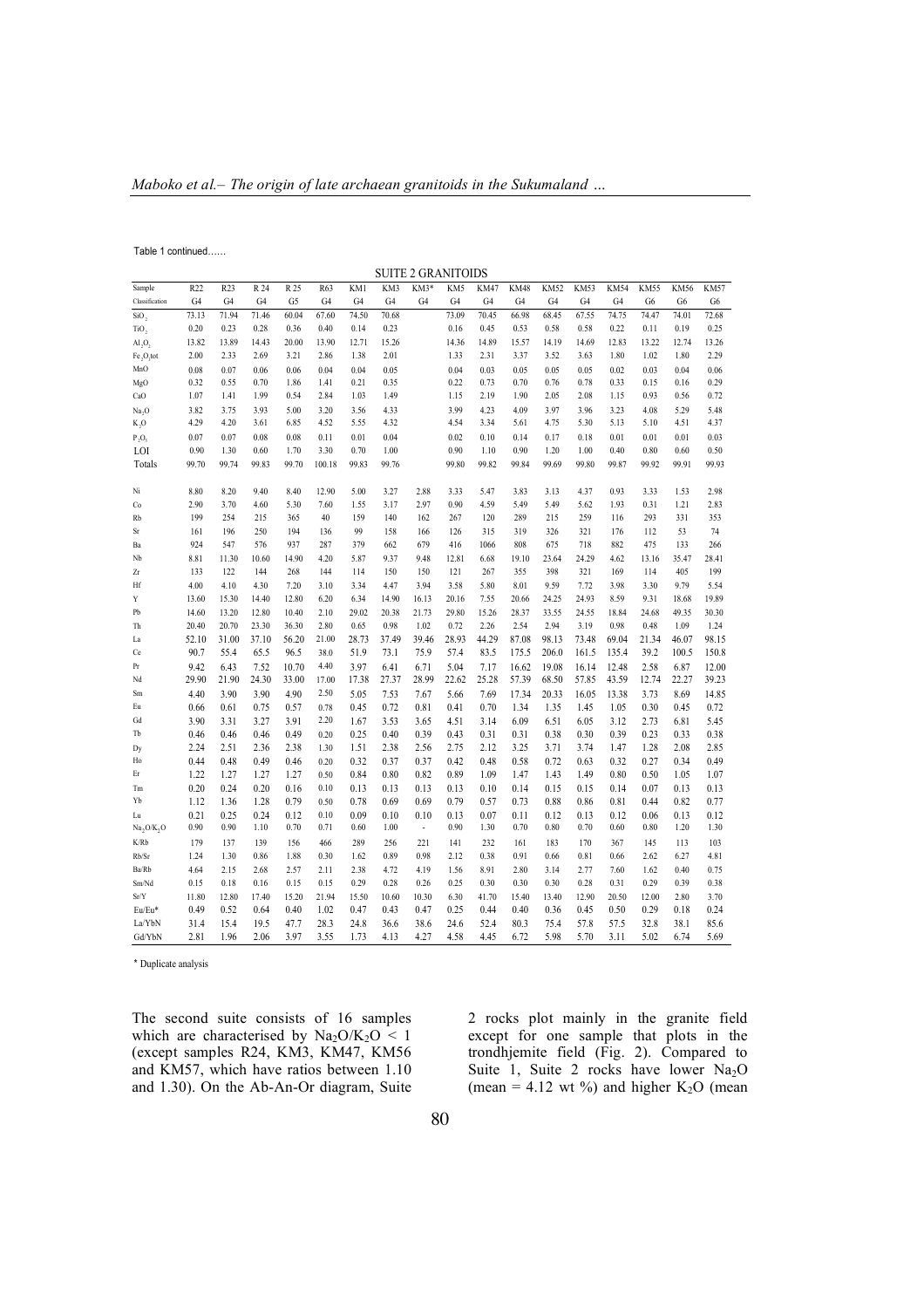Table 1 continued……

| SUITE 2 GRANITOIDS | | | | | | | | | | | | | | | | | | |
|---|---|---|---|---|---|---|---|---|---|---|---|---|---|---|---|---|---|---|
| Sample | R22 | R23 | R 24 | R 25 | R63 | KM1 | KM3 | KM3* | KM5 | KM47 | KM48 | KM52 | KM53 | KM54 | KM55 | KM56 | KM57 |
| Classification | G4 | G4 | G4 | G5 | G4 | G4 | G4 | G4 | G4 | G4 | G4 | G4 | G4 | G4 | G6 | G6 | G6 |
| $SiO_2$ | 73.13 | 71.94 | 71.46 | 60.04 | 67.60 | 74.50 | 70.68 | | 73.09 | 70.45 | 66.98 | 68.45 | 67.55 | 74.75 | 74.47 | 74.01 | 72.68 |
| $TiO_2$ | 0.20 | 0.23 | 0.28 | 0.36 | 0.40 | 0.14 | 0.23 | | 0.16 | 0.45 | 0.53 | 0.58 | 0.58 | 0.22 | 0.11 | 0.19 | 0.25 |
| $Al_2O_3$ | 13.82 | 13.89 | 14.43 | 20.00 | 13.90 | 12.71 | 15.26 | | 14.36 | 14.89 | 15.57 | 14.19 | 14.69 | 12.83 | 13.22 | 12.74 | 13.26 |
| $Fe_2O_3$tot | 2.00 | 2.33 | 2.69 | 3.21 | 2.86 | 1.38 | 2.01 | | 1.33 | 2.31 | 3.37 | 3.52 | 3.63 | 1.80 | 1.02 | 1.80 | 2.29 |
| MnO | 0.08 | 0.07 | 0.06 | 0.06 | 0.04 | 0.04 | 0.05 | | 0.04 | 0.03 | 0.05 | 0.05 | 0.05 | 0.02 | 0.03 | 0.04 | 0.06 |
| MgO | 0.32 | 0.55 | 0.70 | 1.86 | 1.41 | 0.21 | 0.35 | | 0.22 | 0.73 | 0.70 | 0.76 | 0.78 | 0.33 | 0.15 | 0.16 | 0.29 |
| CaO | 1.07 | 1.41 | 1.99 | 0.54 | 2.84 | 1.03 | 1.49 | | 1.15 | 2.19 | 1.90 | 2.05 | 2.08 | 1.15 | 0.93 | 0.56 | 0.72 |
| $Na_2O$ | 3.82 | 3.75 | 3.93 | 5.00 | 3.20 | 3.56 | 4.33 | | 3.99 | 4.23 | 4.09 | 3.97 | 3.96 | 3.23 | 4.08 | 5.29 | 5.48 |
| $K_2O$ | 4.29 | 4.20 | 3.61 | 6.85 | 4.52 | 5.55 | 4.32 | | 4.54 | 3.34 | 5.61 | 4.75 | 5.30 | 5.13 | 5.10 | 4.51 | 4.37 |
| $P_2O_5$ | 0.07 | 0.07 | 0.08 | 0.08 | 0.11 | 0.01 | 0.04 | | 0.02 | 0.10 | 0.14 | 0.17 | 0.18 | 0.01 | 0.01 | 0.01 | 0.03 |
| LOI | 0.90 | 1.30 | 0.60 | 1.70 | 3.30 | 0.70 | 1.00 | | 0.90 | 1.10 | 0.90 | 1.20 | 1.00 | 0.40 | 0.80 | 0.60 | 0.50 |
| Totals | 99.70 | 99.74 | 99.83 | 99.70 | 100.18 | 99.83 | 99.76 | | 99.80 | 99.82 | 99.84 | 99.69 | 99.80 | 99.87 | 99.92 | 99.91 | 99.93 |
| Ni | 8.80 | 8.20 | 9.40 | 8.40 | 12.90 | 5.00 | 3.27 | 2.88 | 3.33 | 5.47 | 3.83 | 3.13 | 4.37 | 0.93 | 3.33 | 1.53 | 2.98 |
| Co | 2.90 | 3.70 | 4.60 | 5.30 | 7.60 | 1.55 | 3.17 | 2.97 | 0.90 | 4.59 | 5.49 | 5.49 | 5.62 | 1.93 | 0.31 | 1.21 | 2.83 |
| Rb | 199 | 254 | 215 | 365 | 40 | 159 | 140 | 162 | 267 | 120 | 289 | 215 | 259 | 116 | 293 | 331 | 353 |
| Sr | 161 | 196 | 250 | 194 | 136 | 99 | 158 | 166 | 126 | 315 | 319 | 326 | 321 | 176 | 112 | 53 | 74 |
| Ba | 924 | 547 | 576 | 937 | 287 | 379 | 662 | 679 | 416 | 1066 | 808 | 675 | 718 | 882 | 475 | 133 | 266 |
| Nb | 8.81 | 11.30 | 10.60 | 14.90 | 4.20 | 5.87 | 9.37 | 9.48 | 12.81 | 6.68 | 19.10 | 23.64 | 24.29 | 4.62 | 13.16 | 35.47 | 28.41 |
| Zr | 133 | 122 | 144 | 268 | 144 | 114 | 150 | 150 | 121 | 267 | 355 | 398 | 321 | 169 | 114 | 405 | 199 |
| Hf | 4.00 | 4.10 | 4.30 | 7.20 | 3.10 | 3.34 | 4.47 | 3.94 | 3.58 | 5.80 | 8.01 | 9.59 | 7.72 | 3.98 | 3.30 | 9.79 | 5.54 |
| Y | 13.60 | 15.30 | 14.40 | 12.80 | 6.20 | 6.34 | 14.90 | 16.13 | 20.16 | 7.55 | 20.66 | 24.25 | 24.93 | 8.59 | 9.31 | 18.68 | 19.89 |
| Pb | 14.60 | 13.20 | 12.80 | 10.40 | 2.10 | 29.02 | 20.38 | 21.73 | 29.80 | 15.26 | 28.37 | 33.55 | 24.55 | 18.84 | 24.68 | 49.35 | 30.30 |
| Th | 20.40 | 20.70 | 23.30 | 36.30 | 2.80 | 0.65 | 0.98 | 1.02 | 0.72 | 2.26 | 2.54 | 2.94 | 3.19 | 0.98 | 0.48 | 1.09 | 1.24 |
| La | 52.10 | 31.00 | 37.10 | 56.20 | 21.00 | 28.73 | 37.49 | 39.46 | 28.93 | 44.29 | 87.08 | 98.13 | 73.48 | 69.04 | 21.34 | 46.07 | 98.15 |
| Ce | 90.7 | 55.4 | 65.5 | 96.5 | 38.0 | 51.9 | 73.1 | 75.9 | 57.4 | 83.5 | 175.5 | 206.0 | 161.5 | 135.4 | 39.2 | 100.5 | 150.8 |
| Pr | 9.42 | 6.43 | 7.52 | 10.70 | 4.40 | 3.97 | 6.41 | 6.71 | 5.04 | 7.17 | 16.62 | 19.08 | 16.14 | 12.48 | 2.58 | 6.87 | 12.00 |
| Nd | 29.90 | 21.90 | 24.30 | 33.00 | 17.00 | 17.38 | 27.37 | 28.99 | 22.62 | 25.28 | 57.39 | 68.50 | 57.85 | 43.59 | 12.74 | 22.27 | 39.23 |
| Sm | 4.40 | 3.90 | 3.90 | 4.90 | 2.50 | 5.05 | 7.53 | 7.67 | 5.66 | 7.69 | 17.34 | 20.33 | 16.05 | 13.38 | 3.73 | 8.69 | 14.85 |
| Eu | 0.66 | 0.61 | 0.75 | 0.57 | 0.78 | 0.45 | 0.72 | 0.81 | 0.41 | 0.70 | 1.34 | 1.35 | 1.45 | 1.05 | 0.30 | 0.45 | 0.72 |
| Gd | 3.90 | 3.31 | 3.27 | 3.91 | 2.20 | 1.67 | 3.53 | 3.65 | 4.51 | 3.14 | 6.09 | 6.51 | 6.05 | 3.12 | 2.73 | 6.81 | 5.45 |
| Tb | 0.46 | 0.46 | 0.46 | 0.49 | 0.20 | 0.25 | 0.40 | 0.39 | 0.43 | 0.31 | 0.31 | 0.38 | 0.30 | 0.39 | 0.23 | 0.33 | 0.38 |
| Dy | 2.24 | 2.51 | 2.36 | 2.38 | 1.30 | 1.51 | 2.38 | 2.56 | 2.75 | 2.12 | 3.25 | 3.71 | 3.74 | 1.47 | 1.28 | 2.08 | 2.85 |
| Ho | 0.44 | 0.48 | 0.49 | 0.46 | 0.20 | 0.32 | 0.37 | 0.37 | 0.42 | 0.48 | 0.58 | 0.72 | 0.63 | 0.32 | 0.27 | 0.34 | 0.49 |
| Er | 1.22 | 1.27 | 1.27 | 1.27 | 0.50 | 0.84 | 0.80 | 0.82 | 0.89 | 1.09 | 1.47 | 1.43 | 1.49 | 0.80 | 0.50 | 1.05 | 1.07 |
| Tm | 0.20 | 0.24 | 0.20 | 0.16 | 0.10 | 0.13 | 0.13 | 0.13 | 0.13 | 0.10 | 0.14 | 0.15 | 0.15 | 0.14 | 0.07 | 0.13 | 0.13 |
| Yb | 1.12 | 1.36 | 1.28 | 0.79 | 0.50 | 0.78 | 0.69 | 0.69 | 0.79 | 0.57 | 0.73 | 0.88 | 0.86 | 0.81 | 0.44 | 0.82 | 0.77 |
| Lu | 0.21 | 0.25 | 0.24 | 0.12 | 0.10 | 0.09 | 0.10 | 0.10 | 0.13 | 0.07 | 0.11 | 0.12 | 0.13 | 0.12 | 0.06 | 0.13 | 0.12 |
| $Na_2O/K_2O$ | 0.90 | 0.90 | 1.10 | 0.70 | 0.71 | 0.60 | 1.00 | - | 0.90 | 1.30 | 0.70 | 0.80 | 0.70 | 0.60 | 0.80 | 1.20 | 1.30 |
| K/Rb | 179 | 137 | 139 | 156 | 466 | 289 | 256 | 221 | 141 | 232 | 161 | 183 | 170 | 367 | 145 | 113 | 103 |
| Rb/Sr | 1.24 | 1.30 | 0.86 | 1.88 | 0.30 | 1.62 | 0.89 | 0.98 | 2.12 | 0.38 | 0.91 | 0.66 | 0.81 | 0.66 | 2.62 | 6.27 | 4.81 |
| Ba/Rb | 4.64 | 2.15 | 2.68 | 2.57 | 2.11 | 2.38 | 4.72 | 4.19 | 1.56 | 8.91 | 2.80 | 3.14 | 2.77 | 7.60 | 1.62 | 0.40 | 0.75 |
| Sm/Nd | 0.15 | 0.18 | 0.16 | 0.15 | 0.15 | 0.29 | 0.28 | 0.26 | 0.25 | 0.30 | 0.30 | 0.30 | 0.28 | 0.31 | 0.29 | 0.39 | 0.38 |
| Sr/Y | 11.80 | 12.80 | 17.40 | 15.20 | 21.94 | 15.50 | 10.60 | 10.30 | 6.30 | 41.70 | 15.40 | 13.40 | 12.90 | 20.50 | 12.00 | 2.80 | 3.70 |
| Eu/Eu* | 0.49 | 0.52 | 0.64 | 0.40 | 1.02 | 0.47 | 0.43 | 0.47 | 0.25 | 0.44 | 0.40 | 0.36 | 0.45 | 0.50 | 0.29 | 0.18 | 0.24 |
| La/YbN | 31.4 | 15.4 | 19.5 | 47.7 | 28.3 | 24.8 | 36.6 | 38.6 | 24.6 | 52.4 | 80.3 | 75.4 | 57.8 | 57.5 | 32.8 | 38.1 | 85.6 |
| Gd/YbN | 2.81 | 1.96 | 2.06 | 3.97 | 3.55 | 1.73 | 4.13 | 4.27 | 4.58 | 4.45 | 6.72 | 5.98 | 5.70 | 3.11 | 5.02 | 6.74 | 5.69 |

\* Duplicate analysis

The second suite consists of 16 samples which are characterised by $Na_2O/K_2O < 1$ (except samples R24, KM3, KM47, KM56 and KM57, which have ratios between 1.10 and 1.30). On the Ab-An-Or diagram, Suite 2 rocks plot mainly in the granite field except for one sample that plots in the trondhjemite field (Fig. 2). Compared to Suite 1, Suite 2 rocks have lower $Na_2O$ (mean = 4.12 wt %) and higher $K_2O$ (mean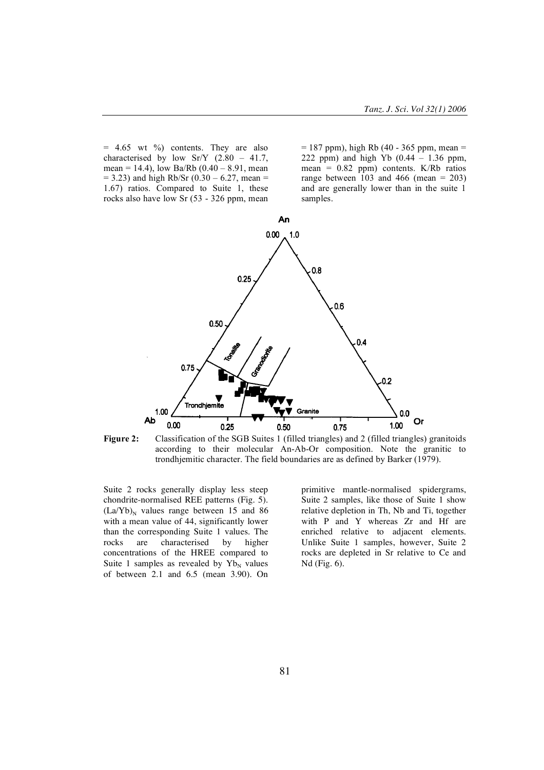= 4.65 wt %) contents. They are also characterised by low Sr/Y (2.80 – 41.7, mean = 14.4), low Ba/Rb (0.40 – 8.91, mean = 3.23) and high Rb/Sr (0.30 – 6.27, mean = 1.67) ratios. Compared to Suite 1, these rocks also have low Sr (53 - 326 ppm, mean = 187 ppm), high Rb (40 - 365 ppm, mean = 222 ppm) and high Yb (0.44 – 1.36 ppm, mean = 0.82 ppm) contents. K/Rb ratios range between 103 and 466 (mean = 203) and are generally lower than in the suite 1 samples.

**Figure 2:** Classification of the SGB Suites 1 (filled triangles) and 2 (filled triangles) granitoids according to their molecular An-Ab-Or composition. Note the granitic to trondhjemitic character. The field boundaries are as defined by Barker (1979).

Suite 2 rocks generally display less steep chondrite-normalised REE patterns (Fig. 5). $(La/Yb)_N$ values range between 15 and 86 with a mean value of 44, significantly lower than the corresponding Suite 1 values. The rocks are characterised by higher concentrations of the HREE compared to Suite 1 samples as revealed by $Yb_N$ values of between 2.1 and 6.5 (mean 3.90). On primitive mantle-normalised spidergrams, Suite 2 samples, like those of Suite 1 show relative depletion in Th, Nb and Ti, together with P and Y whereas Zr and Hf are enriched relative to adjacent elements. Unlike Suite 1 samples, however, Suite 2 rocks are depleted in Sr relative to Ce and Nd (Fig. 6).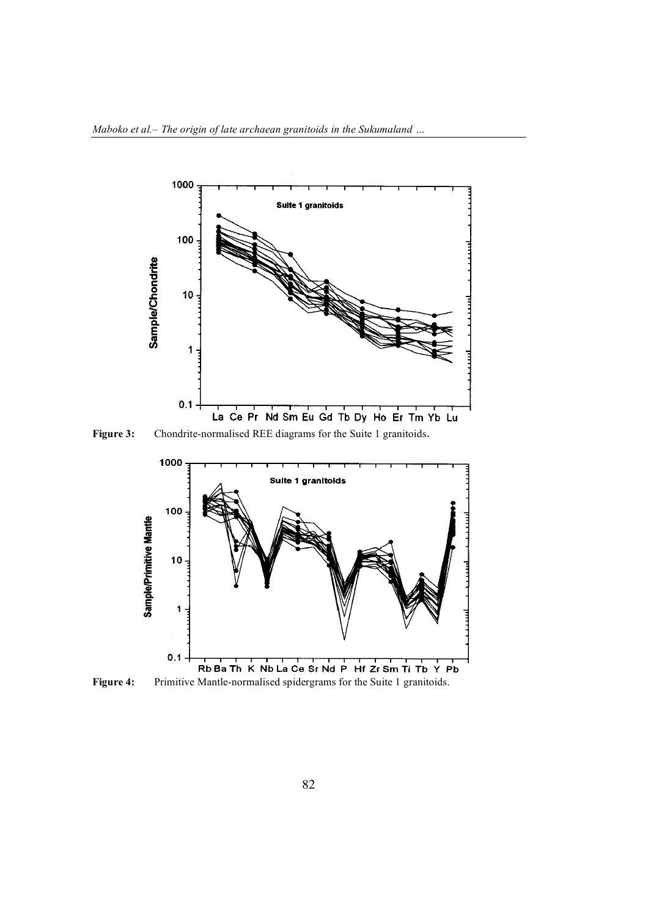**Figure 3:** Chondrite-normalised REE diagrams for the Suite 1 granitoids.

**Figure 4:** Primitive Mantle-normalised spidergrams for the Suite 1 granitoids.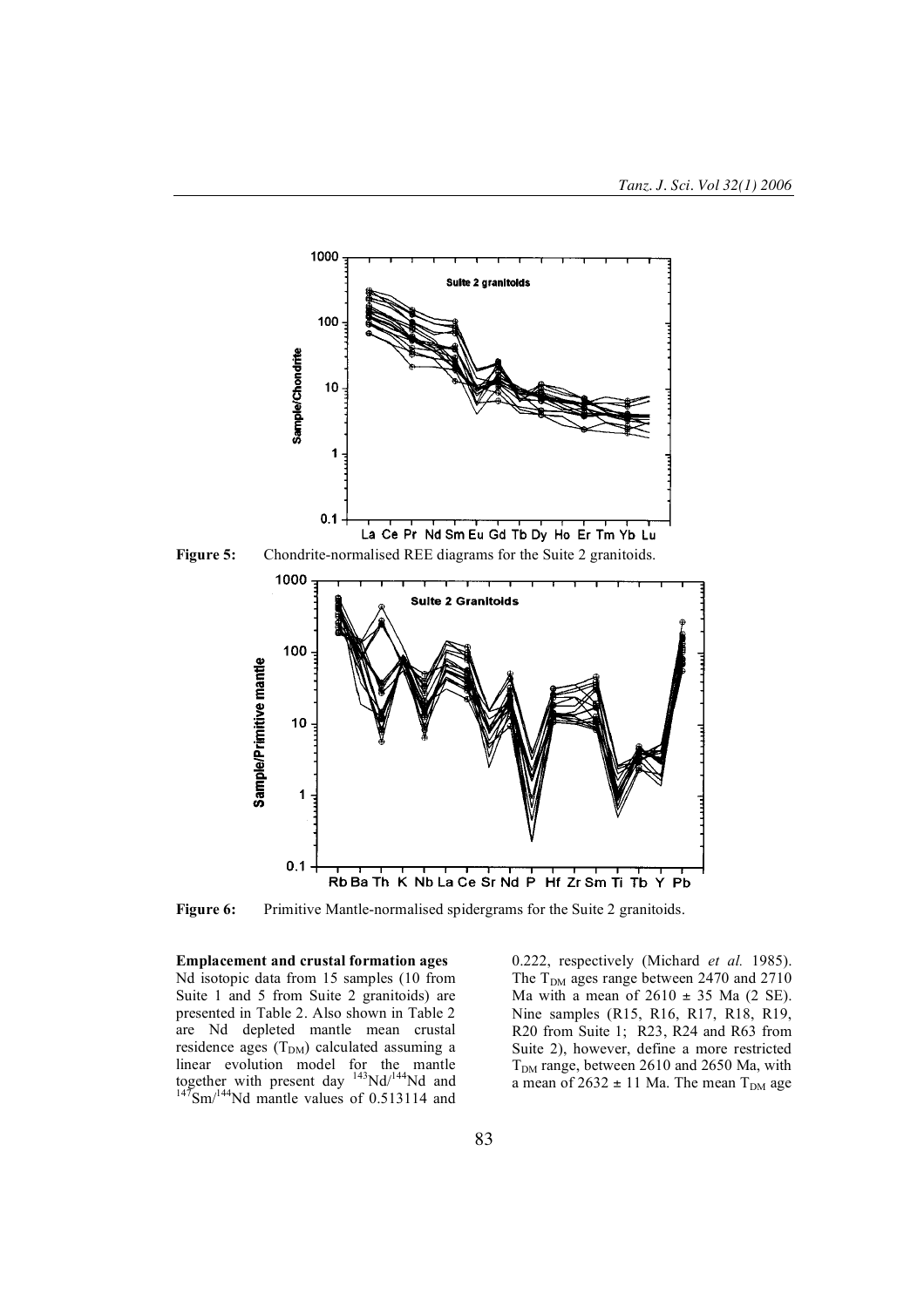Figure 5: Chondrite-normalised REE diagrams for the Suite 2 granitoids.

Figure 6: Primitive Mantle-normalised spidergrams for the Suite 2 granitoids.

**Emplacement and crustal formation ages**

Nd isotopic data from 15 samples (10 from Suite 1 and 5 from Suite 2 granitoids) are presented in Table 2. Also shown in Table 2 are Nd depleted mantle mean crustal residence ages ($T_{DM}$) calculated assuming a linear evolution model for the mantle together with present day $^{143}Nd/^{144}Nd$ and $^{147}Sm/^{144}Nd$ mantle values of 0.513114 and 0.222, respectively (Michard *et al.* 1985). The $T_{DM}$ ages range between 2470 and 2710 Ma with a mean of 2610 ± 35 Ma (2 SE). Nine samples (R15, R16, R17, R18, R19, R20 from Suite 1; R23, R24 and R63 from Suite 2), however, define a more restricted $T_{DM}$ range, between 2610 and 2650 Ma, with a mean of 2632 ± 11 Ma. The mean $T_{DM}$ age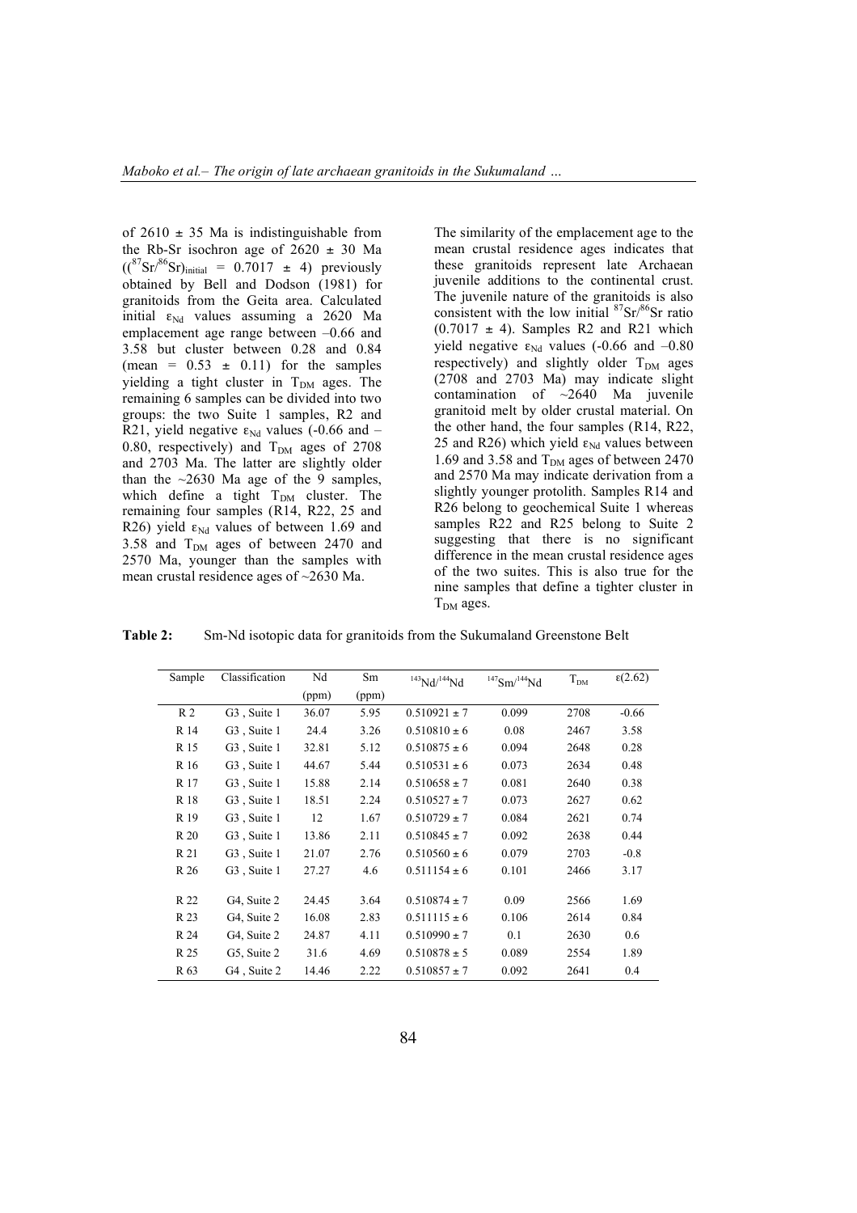of 2610 ± 35 Ma is indistinguishable from the Rb-Sr isochron age of 2620 ± 30 Ma ($(^{87}Sr/^{86}Sr)_{initial}$ = 0.7017 ± 4) previously obtained by Bell and Dodson (1981) for granitoids from the Geita area. Calculated initial $\varepsilon_{Nd}$ values assuming a 2620 Ma emplacement age range between –0.66 and 3.58 but cluster between 0.28 and 0.84 (mean = 0.53 ± 0.11) for the samples yielding a tight cluster in $T_{DM}$ ages. The remaining 6 samples can be divided into two groups: the two Suite 1 samples, R2 and R21, yield negative $\varepsilon_{Nd}$ values (-0.66 and –0.80, respectively) and $T_{DM}$ ages of 2708 and 2703 Ma. The latter are slightly older than the ~2630 Ma age of the 9 samples, which define a tight $T_{DM}$ cluster. The remaining four samples (R14, R22, 25 and R26) yield $\varepsilon_{Nd}$ values of between 1.69 and 3.58 and $T_{DM}$ ages of between 2470 and 2570 Ma, younger than the samples with mean crustal residence ages of ~2630 Ma.

The similarity of the emplacement age to the mean crustal residence ages indicates that these granitoids represent late Archaean juvenile additions to the continental crust. The juvenile nature of the granitoids is also consistent with the low initial $^{87}Sr/^{86}Sr$ ratio (0.7017 ± 4). Samples R2 and R21 which yield negative $\varepsilon_{Nd}$ values (-0.66 and –0.80 respectively) and slightly older $T_{DM}$ ages (2708 and 2703 Ma) may indicate slight contamination of ~2640 Ma juvenile granitoid melt by older crustal material. On the other hand, the four samples (R14, R22, 25 and R26) which yield $\varepsilon_{Nd}$ values between 1.69 and 3.58 and $T_{DM}$ ages of between 2470 and 2570 Ma may indicate derivation from a slightly younger protolith. Samples R14 and R26 belong to geochemical Suite 1 whereas samples R22 and R25 belong to Suite 2 suggesting that there is no significant difference in the mean crustal residence ages of the two suites. This is also true for the nine samples that define a tighter cluster in $T_{DM}$ ages.

**Table 2:** Sm-Nd isotopic data for granitoids from the Sukumaland Greenstone Belt

| Sample | Classification | Nd (ppm) | Sm (ppm) | $^{143}Nd/^{144}Nd$ | $^{147}Sm/^{144}Nd$ | $T_{DM}$ | ε(2.62) |
|---|---|---|---|---|---|---|---|
| R 2 | G3 , Suite 1 | 36.07 | 5.95 | 0.510921 ± 7 | 0.099 | 2708 | -0.66 |
| R 14 | G3 , Suite 1 | 24.4 | 3.26 | 0.510810 ± 6 | 0.08 | 2467 | 3.58 |
| R 15 | G3 , Suite 1 | 32.81 | 5.12 | 0.510875 ± 6 | 0.094 | 2648 | 0.28 |
| R 16 | G3 , Suite 1 | 44.67 | 5.44 | 0.510531 ± 6 | 0.073 | 2634 | 0.48 |
| R 17 | G3 , Suite 1 | 15.88 | 2.14 | 0.510658 ± 7 | 0.081 | 2640 | 0.38 |
| R 18 | G3 , Suite 1 | 18.51 | 2.24 | 0.510527 ± 7 | 0.073 | 2627 | 0.62 |
| R 19 | G3 , Suite 1 | 12 | 1.67 | 0.510729 ± 7 | 0.084 | 2621 | 0.74 |
| R 20 | G3 , Suite 1 | 13.86 | 2.11 | 0.510845 ± 7 | 0.092 | 2638 | 0.44 |
| R 21 | G3 , Suite 1 | 21.07 | 2.76 | 0.510560 ± 6 | 0.079 | 2703 | -0.8 |
| R 26 | G3 , Suite 1 | 27.27 | 4.6 | 0.511154 ± 6 | 0.101 | 2466 | 3.17 |
| R 22 | G4, Suite 2 | 24.45 | 3.64 | 0.510874 ± 7 | 0.09 | 2566 | 1.69 |
| R 23 | G4, Suite 2 | 16.08 | 2.83 | 0.511115 ± 6 | 0.106 | 2614 | 0.84 |
| R 24 | G4, Suite 2 | 24.87 | 4.11 | 0.510990 ± 7 | 0.1 | 2630 | 0.6 |
| R 25 | G5, Suite 2 | 31.6 | 4.69 | 0.510878 ± 5 | 0.089 | 2554 | 1.89 |
| R 63 | G4 , Suite 2 | 14.46 | 2.22 | 0.510857 ± 7 | 0.092 | 2641 | 0.4 |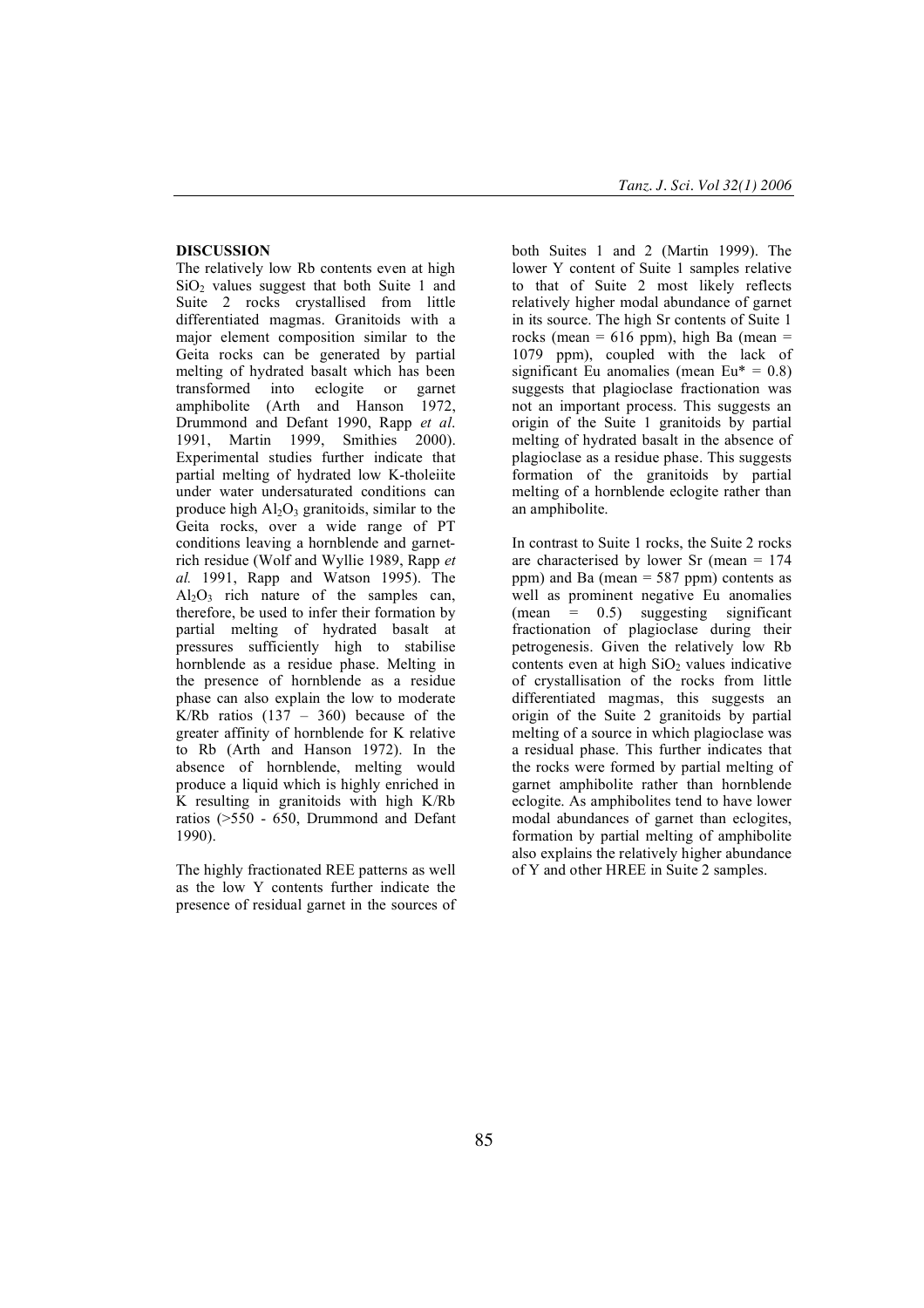## DISCUSSION

The relatively low Rb contents even at high $SiO_2$ values suggest that both Suite 1 and Suite 2 rocks crystallised from little differentiated magmas. Granitoids with a major element composition similar to the Geita rocks can be generated by partial melting of hydrated basalt which has been transformed into eclogite or garnet amphibolite (Arth and Hanson 1972, Drummond and Defant 1990, Rapp *et al*. 1991, Martin 1999, Smithies 2000). Experimental studies further indicate that partial melting of hydrated low K-tholeiite under water undersaturated conditions can produce high $Al_2O_3$ granitoids, similar to the Geita rocks, over a wide range of PT conditions leaving a hornblende and garnet-rich residue (Wolf and Wyllie 1989, Rapp *et al.* 1991, Rapp and Watson 1995). The $Al_2O_3$ rich nature of the samples can, therefore, be used to infer their formation by partial melting of hydrated basalt at pressures sufficiently high to stabilise hornblende as a residue phase. Melting in the presence of hornblende as a residue phase can also explain the low to moderate K/Rb ratios (137 – 360) because of the greater affinity of hornblende for K relative to Rb (Arth and Hanson 1972). In the absence of hornblende, melting would produce a liquid which is highly enriched in K resulting in granitoids with high K/Rb ratios (>550 - 650, Drummond and Defant 1990).

The highly fractionated REE patterns as well as the low Y contents further indicate the presence of residual garnet in the sources of both Suites 1 and 2 (Martin 1999). The lower Y content of Suite 1 samples relative to that of Suite 2 most likely reflects relatively higher modal abundance of garnet in its source. The high Sr contents of Suite 1 rocks (mean = 616 ppm), high Ba (mean = 1079 ppm), coupled with the lack of significant Eu anomalies (mean Eu* = 0.8) suggests that plagioclase fractionation was not an important process. This suggests an origin of the Suite 1 granitoids by partial melting of hydrated basalt in the absence of plagioclase as a residue phase. This suggests formation of the granitoids by partial melting of a hornblende eclogite rather than an amphibolite.

In contrast to Suite 1 rocks, the Suite 2 rocks are characterised by lower Sr (mean = 174 ppm) and Ba (mean = 587 ppm) contents as well as prominent negative Eu anomalies (mean = 0.5) suggesting significant fractionation of plagioclase during their petrogenesis. Given the relatively low Rb contents even at high $SiO_2$ values indicative of crystallisation of the rocks from little differentiated magmas, this suggests an origin of the Suite 2 granitoids by partial melting of a source in which plagioclase was a residual phase. This further indicates that the rocks were formed by partial melting of garnet amphibolite rather than hornblende eclogite. As amphibolites tend to have lower modal abundances of garnet than eclogites, formation by partial melting of amphibolite also explains the relatively higher abundance of Y and other HREE in Suite 2 samples.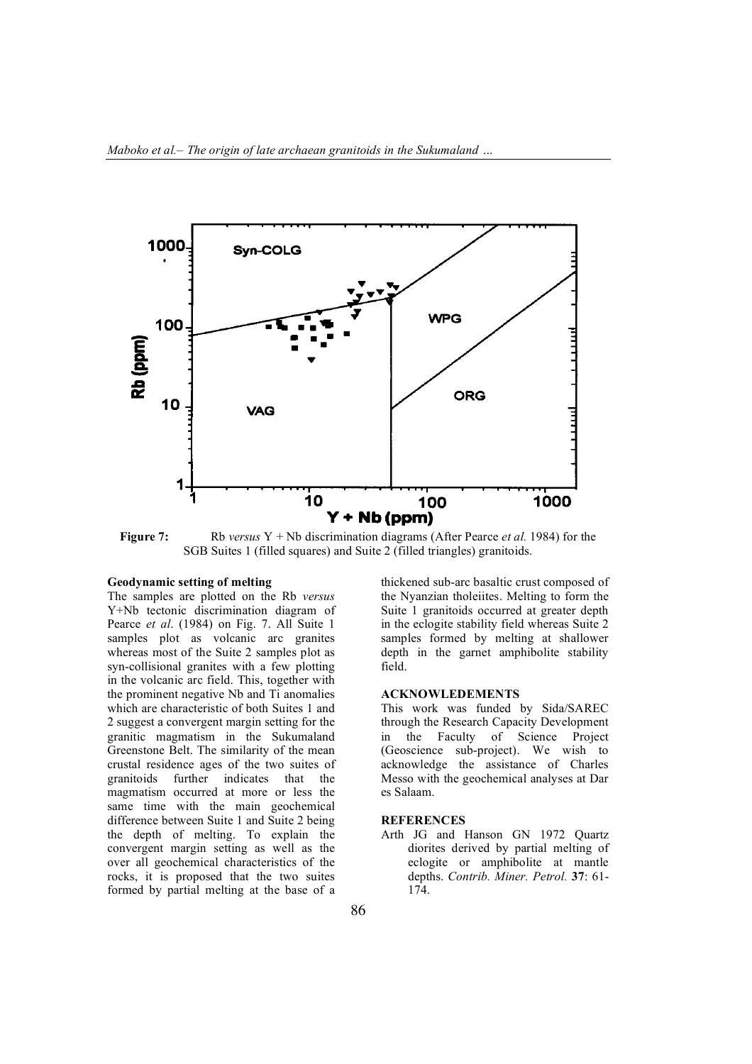**Figure 7:** Rb *versus* Y + Nb discrimination diagrams (After Pearce *et al.* 1984) for the SGB Suites 1 (filled squares) and Suite 2 (filled triangles) granitoids.

### Geodynamic setting of melting

The samples are plotted on the Rb *versus* Y+Nb tectonic discrimination diagram of Pearce *et al*. (1984) on Fig. 7. All Suite 1 samples plot as volcanic arc granites whereas most of the Suite 2 samples plot as syn-collisional granites with a few plotting in the volcanic arc field. This, together with the prominent negative Nb and Ti anomalies which are characteristic of both Suites 1 and 2 suggest a convergent margin setting for the granitic magmatism in the Sukumaland Greenstone Belt. The similarity of the mean crustal residence ages of the two suites of granitoids further indicates that the magmatism occurred at more or less the same time with the main geochemical difference between Suite 1 and Suite 2 being the depth of melting. To explain the convergent margin setting as well as the over all geochemical characteristics of the rocks, it is proposed that the two suites formed by partial melting at the base of a thickened sub-arc basaltic crust composed of the Nyanzian tholeiites. Melting to form the Suite 1 granitoids occurred at greater depth in the eclogite stability field whereas Suite 2 samples formed by melting at shallower depth in the garnet amphibolite stability field.

## ACKNOWLEDEMENTS

This work was funded by Sida/SAREC through the Research Capacity Development in the Faculty of Science Project (Geoscience sub-project). We wish to acknowledge the assistance of Charles Messo with the geochemical analyses at Dar es Salaam.

## REFERENCES

Arth JG and Hanson GN 1972 Quartz diorites derived by partial melting of eclogite or amphibolite at mantle depths. *Contrib. Miner. Petrol.* **37**: 61-174.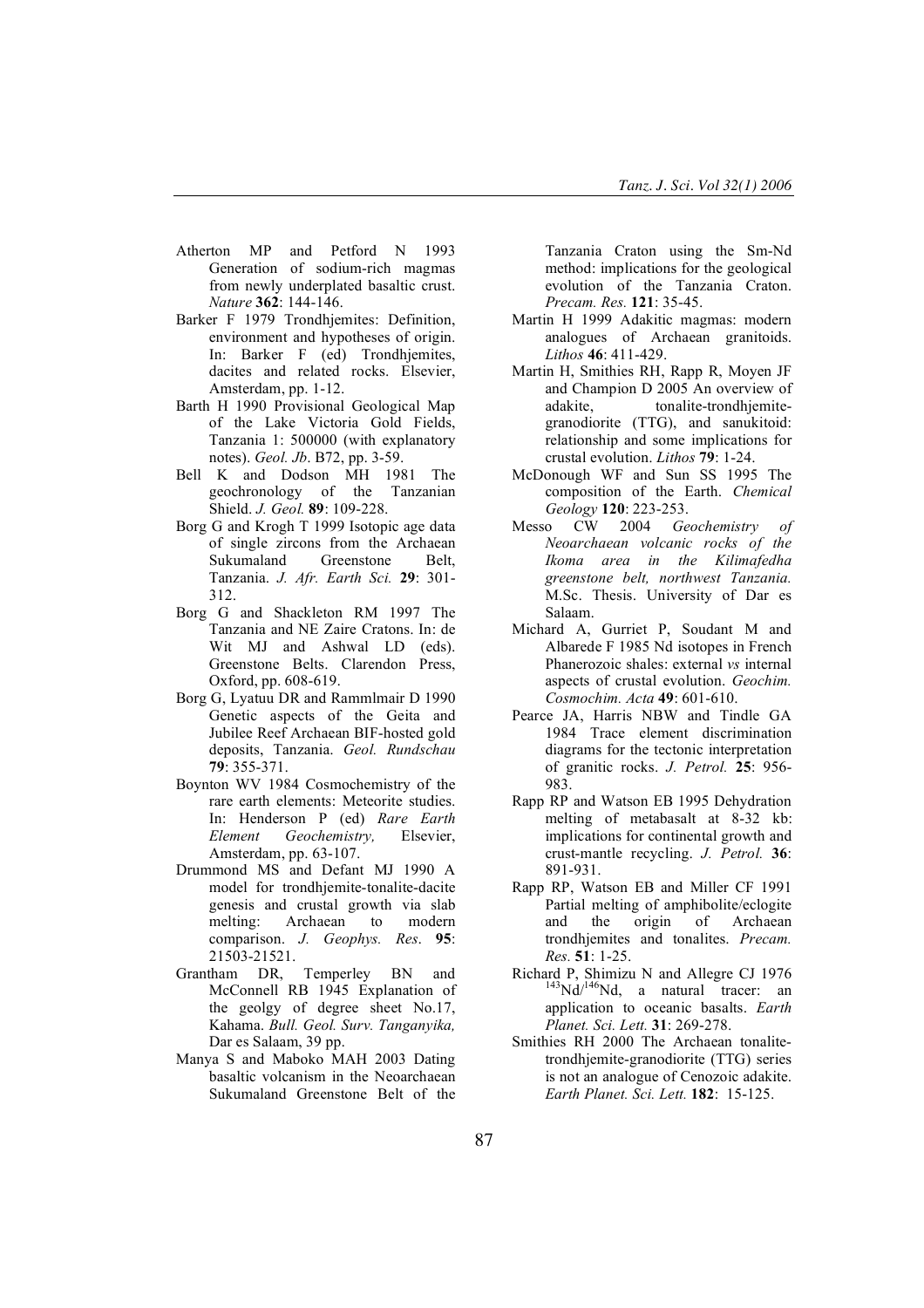Atherton MP and Petford N 1993 Generation of sodium-rich magmas from newly underplated basaltic crust. *Nature* **362**: 144-146.

Barker F 1979 Trondhjemites: Definition, environment and hypotheses of origin. In: Barker F (ed) Trondhjemites, dacites and related rocks. Elsevier, Amsterdam, pp. 1-12.

Barth H 1990 Provisional Geological Map of the Lake Victoria Gold Fields, Tanzania 1: 500000 (with explanatory notes). *Geol. Jb*. B72, pp. 3-59.

Bell K and Dodson MH 1981 The geochronology of the Tanzanian Shield. *J. Geol.* **89**: 109-228.

Borg G and Krogh T 1999 Isotopic age data of single zircons from the Archaean Sukumaland Greenstone Belt, Tanzania. *J. Afr. Earth Sci.* **29**: 301-312.

Borg G and Shackleton RM 1997 The Tanzania and NE Zaire Cratons. In: de Wit MJ and Ashwal LD (eds). Greenstone Belts. Clarendon Press, Oxford, pp. 608-619.

Borg G, Lyatuu DR and Rammlmair D 1990 Genetic aspects of the Geita and Jubilee Reef Archaean BIF-hosted gold deposits, Tanzania. *Geol. Rundschau* **79**: 355-371.

Boynton WV 1984 Cosmochemistry of the rare earth elements: Meteorite studies. In: Henderson P (ed) *Rare Earth Element Geochemistry,* Elsevier, Amsterdam, pp. 63-107.

Drummond MS and Defant MJ 1990 A model for trondhjemite-tonalite-dacite genesis and crustal growth via slab melting: Archaean to modern comparison. *J. Geophys. Res*. **95**: 21503-21521.

Grantham DR, Temperley BN and McConnell RB 1945 Explanation of the geolgy of degree sheet No.17, Kahama. *Bull. Geol. Surv. Tanganyika,* Dar es Salaam, 39 pp.

Manya S and Maboko MAH 2003 Dating basaltic volcanism in the Neoarchaean Sukumaland Greenstone Belt of the Tanzania Craton using the Sm-Nd method: implications for the geological evolution of the Tanzania Craton. *Precam. Res.* **121**: 35-45.

Martin H 1999 Adakitic magmas: modern analogues of Archaean granitoids. *Lithos* **46**: 411-429.

Martin H, Smithies RH, Rapp R, Moyen JF and Champion D 2005 An overview of adakite, tonalite-trondhjemite-granodiorite (TTG), and sanukitoid: relationship and some implications for crustal evolution. *Lithos* **79**: 1-24.

McDonough WF and Sun SS 1995 The composition of the Earth. *Chemical Geology* **120**: 223-253.

Messo CW 2004 *Geochemistry of Neoarchaean volcanic rocks of the Ikoma area in the Kilimafedha greenstone belt, northwest Tanzania.* M.Sc. Thesis. University of Dar es Salaam.

Michard A, Gurriet P, Soudant M and Albarede F 1985 Nd isotopes in French Phanerozoic shales: external *vs* internal aspects of crustal evolution. *Geochim. Cosmochim. Acta* **49**: 601-610.

Pearce JA, Harris NBW and Tindle GA 1984 Trace element discrimination diagrams for the tectonic interpretation of granitic rocks. *J. Petrol.* **25**: 956-983.

Rapp RP and Watson EB 1995 Dehydration melting of metabasalt at 8-32 kb: implications for continental growth and crust-mantle recycling. *J. Petrol.* **36**: 891-931.

Rapp RP, Watson EB and Miller CF 1991 Partial melting of amphibolite/eclogite and the origin of Archaean trondhjemites and tonalites. *Precam. Res.* **51**: 1-25.

Richard P, Shimizu N and Allegre CJ 1976 $^{143}$Nd/$^{146}$Nd, a natural tracer: an application to oceanic basalts. *Earth Planet. Sci. Lett.* **31**: 269-278.

Smithies RH 2000 The Archaean tonalite-trondhjemite-granodiorite (TTG) series is not an analogue of Cenozoic adakite. *Earth Planet. Sci. Lett.* **182**: 15-125.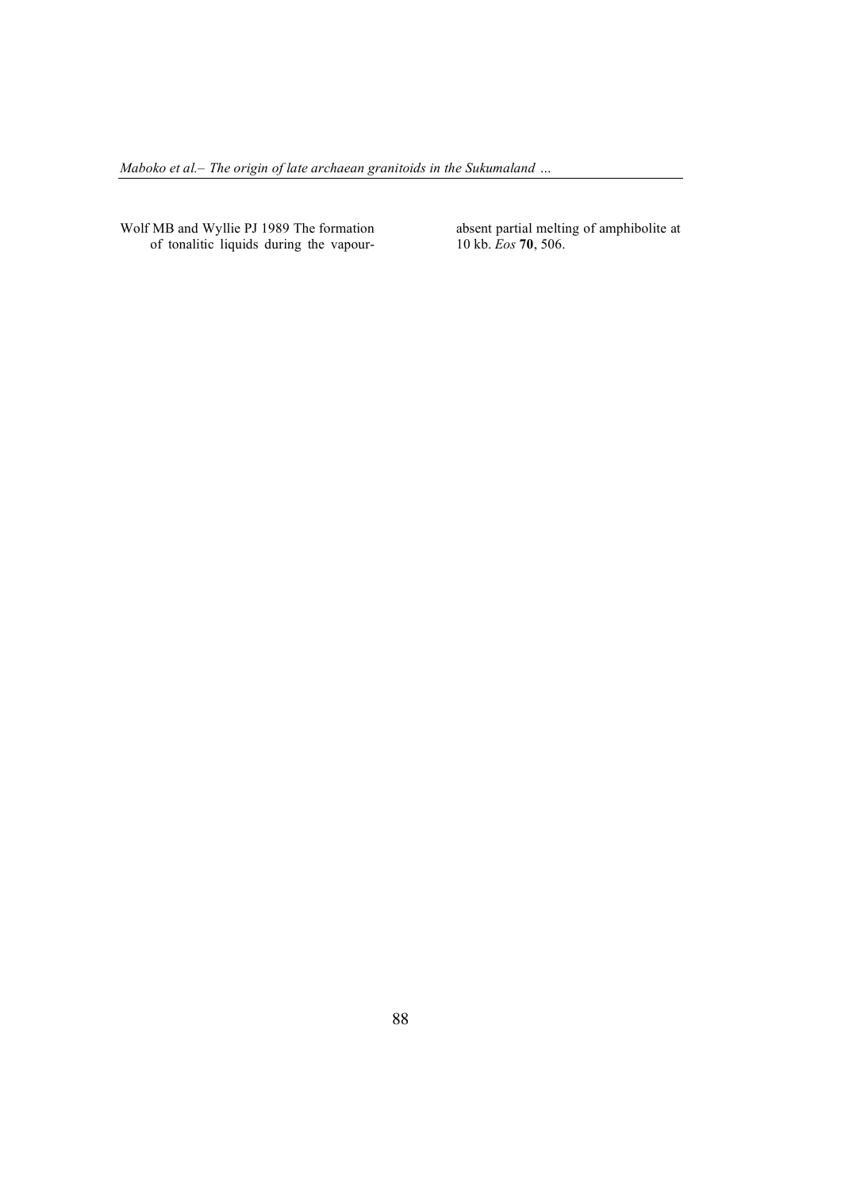Wolf MB and Wyllie PJ 1989 The formation of tonalitic liquids during the vapour-absent partial melting of amphibolite at 10 kb. *Eos* **70**, 506.